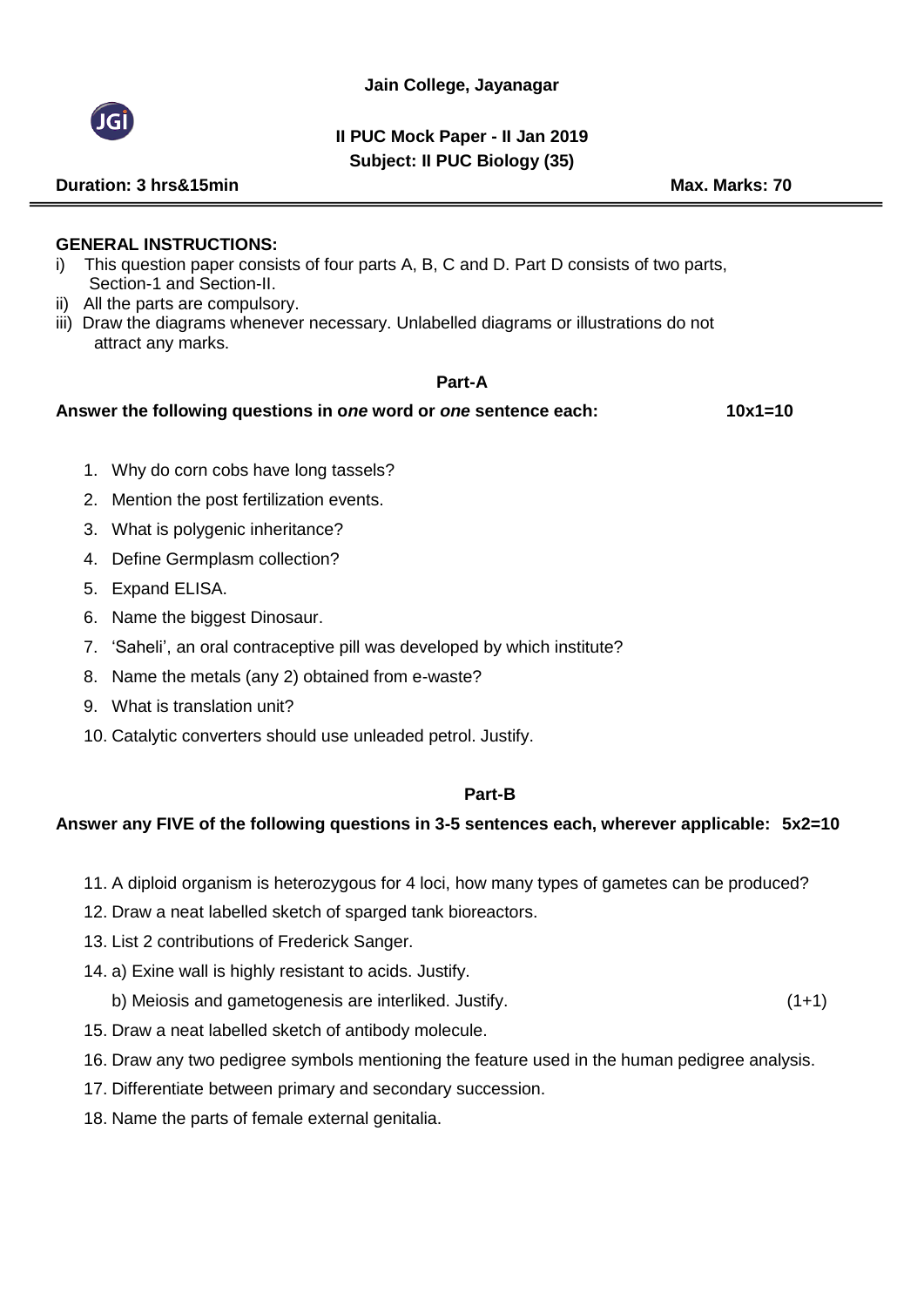**Jain College, Jayanagar**

**II PUC Mock Paper - II Jan 2019**

**Subject: II PUC Biology (35)**

**Duration: 3 hrs&15min** **Max. Marks: 70**

---

**GENERAL INSTRUCTIONS:**

i) This question paper consists of four parts A, B, C and D. Part D consists of two parts, Section-1 and Section-II.

ii) All the parts are compulsory.

iii) Draw the diagrams whenever necessary. Unlabelled diagrams or illustrations do not attract any marks.

## Part-A

**Answer the following questions in o*ne* word or *one* sentence each:** **10x1=10**

1. Why do corn cobs have long tassels?
2. Mention the post fertilization events.
3. What is polygenic inheritance?
4. Define Germplasm collection?
5. Expand ELISA.
6. Name the biggest Dinosaur.
7. 'Saheli', an oral contraceptive pill was developed by which institute?
8. Name the metals (any 2) obtained from e-waste?
9. What is translation unit?
10. Catalytic converters should use unleaded petrol. Justify.

## Part-B

**Answer any FIVE of the following questions in 3-5 sentences each, wherever applicable:** **5x2=10**

11. A diploid organism is heterozygous for 4 loci, how many types of gametes can be produced?
12. Draw a neat labelled sketch of sparged tank bioreactors.
13. List 2 contributions of Frederick Sanger.
14. a) Exine wall is highly resistant to acids. Justify.

    b) Meiosis and gametogenesis are interliked. Justify. (1+1)
15. Draw a neat labelled sketch of antibody molecule.
16. Draw any two pedigree symbols mentioning the feature used in the human pedigree analysis.
17. Differentiate between primary and secondary succession.
18. Name the parts of female external genitalia.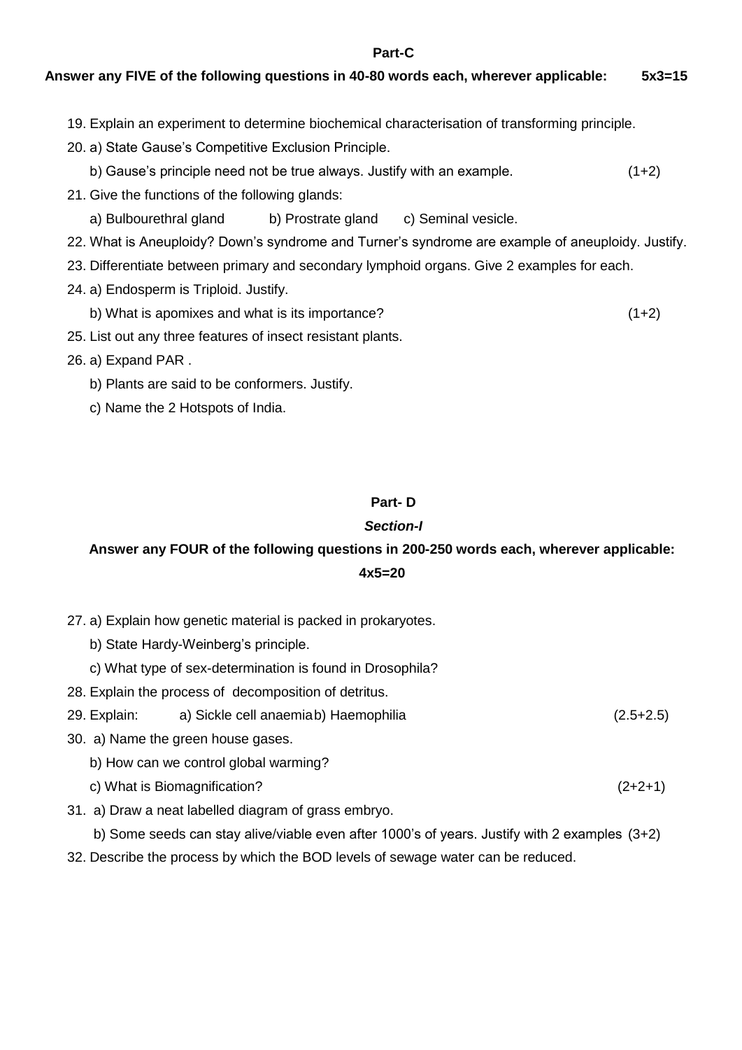## Part-C

**Answer any FIVE of the following questions in 40-80 words each, wherever applicable: 5x3=15**

19. Explain an experiment to determine biochemical characterisation of transforming principle.
20. a) State Gause's Competitive Exclusion Principle.
    b) Gause's principle need not be true always. Justify with an example. (1+2)
21. Give the functions of the following glands:
    a) Bulbourethral gland b) Prostrate gland c) Seminal vesicle.
22. What is Aneuploidy? Down's syndrome and Turner's syndrome are example of aneuploidy. Justify.
23. Differentiate between primary and secondary lymphoid organs. Give 2 examples for each.
24. a) Endosperm is Triploid. Justify.
    b) What is apomixes and what is its importance? (1+2)
25. List out any three features of insect resistant plants.
26. a) Expand PAR .
    b) Plants are said to be conformers. Justify.
    c) Name the 2 Hotspots of India.

## Part- D

### *Section-I*

**Answer any FOUR of the following questions in 200-250 words each, wherever applicable: 4x5=20**

27. a) Explain how genetic material is packed in prokaryotes.
    b) State Hardy-Weinberg's principle.
    c) What type of sex-determination is found in Drosophila?
28. Explain the process of decomposition of detritus.
29. Explain: a) Sickle cell anaemia b) Haemophilia (2.5+2.5)
30. a) Name the green house gases.
    b) How can we control global warming?
    c) What is Biomagnification? (2+2+1)
31. a) Draw a neat labelled diagram of grass embryo.
    b) Some seeds can stay alive/viable even after 1000's of years. Justify with 2 examples (3+2)
32. Describe the process by which the BOD levels of sewage water can be reduced.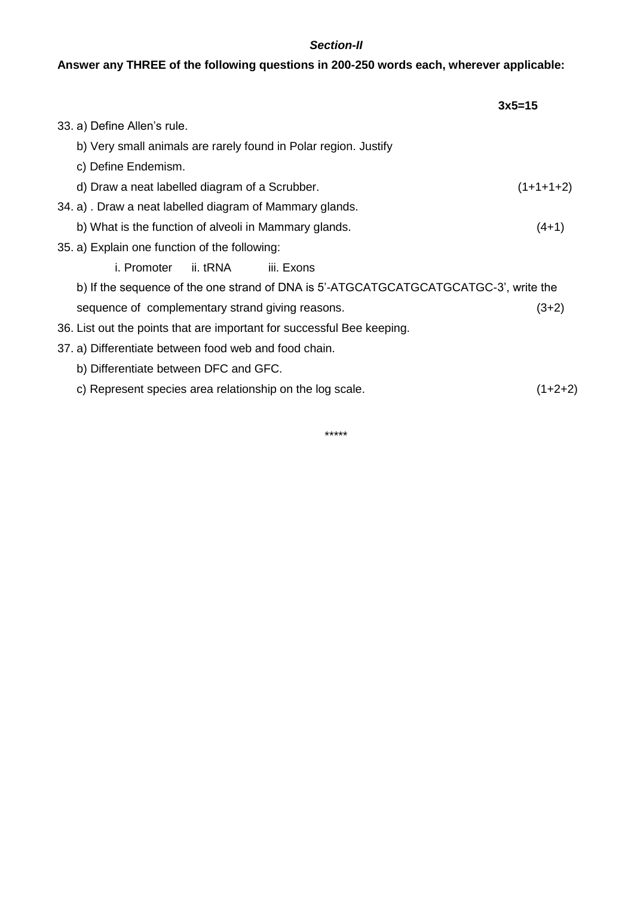### *Section-II*

**Answer any THREE of the following questions in 200-250 words each, wherever applicable:**

**3x5=15**

33. a) Define Allen's rule.

    b) Very small animals are rarely found in Polar region. Justify

    c) Define Endemism.

    d) Draw a neat labelled diagram of a Scrubber. (1+1+1+2)

34. a) . Draw a neat labelled diagram of Mammary glands.

    b) What is the function of alveoli in Mammary glands. (4+1)

35. a) Explain one function of the following:

    i. Promoter ii. tRNA iii. Exons

    b) If the sequence of the one strand of DNA is 5'-ATGCATGCATGCATGCATGC-3', write the sequence of complementary strand giving reasons. (3+2)

36. List out the points that are important for successful Bee keeping.

37. a) Differentiate between food web and food chain.

    b) Differentiate between DFC and GFC.

    c) Represent species area relationship on the log scale. (1+2+2)

\*\*\*\*\*